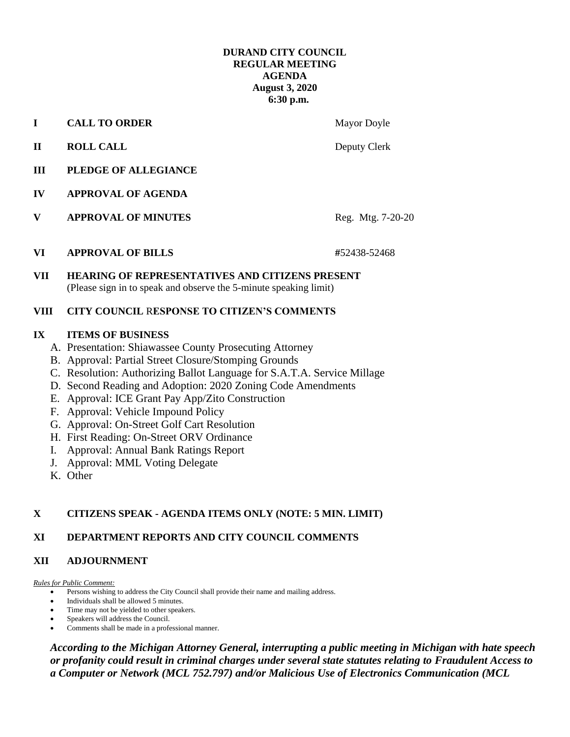**DURAND CITY COUNCIL**
**REGULAR MEETING**
**AGENDA**
**August 3, 2020**
**6:30 p.m.**

| | | |
|---|---|---|
| **I** | **CALL TO ORDER** | Mayor Doyle |
| **II** | **ROLL CALL** | Deputy Clerk |
| **III** | **PLEDGE OF ALLEGIANCE** | |
| **IV** | **APPROVAL OF AGENDA** | |
| **V** | **APPROVAL OF MINUTES** | Reg. Mtg. 7-20-20 |
| **VI** | **APPROVAL OF BILLS** | **#**52438-52468 |

**VII HEARING OF REPRESENTATIVES AND CITIZENS PRESENT**
(Please sign in to speak and observe the 5-minute speaking limit)

**VIII CITY COUNCIL** R**ESPONSE TO CITIZEN'S COMMENTS**

**IX ITEMS OF BUSINESS**

A. Presentation: Shiawassee County Prosecuting Attorney
B. Approval: Partial Street Closure/Stomping Grounds
C. Resolution: Authorizing Ballot Language for S.A.T.A. Service Millage
D. Second Reading and Adoption: 2020 Zoning Code Amendments
E. Approval: ICE Grant Pay App/Zito Construction
F. Approval: Vehicle Impound Policy
G. Approval: On-Street Golf Cart Resolution
H. First Reading: On-Street ORV Ordinance
I. Approval: Annual Bank Ratings Report
J. Approval: MML Voting Delegate
K. Other

**X CITIZENS SPEAK - AGENDA ITEMS ONLY (NOTE: 5 MIN. LIMIT)**

**XI DEPARTMENT REPORTS AND CITY COUNCIL COMMENTS**

**XII ADJOURNMENT**

*Rules for Public Comment:*

- Persons wishing to address the City Council shall provide their name and mailing address.
- Individuals shall be allowed 5 minutes.
- Time may not be yielded to other speakers.
- Speakers will address the Council.
- Comments shall be made in a professional manner.

***According to the Michigan Attorney General, interrupting a public meeting in Michigan with hate speech or profanity could result in criminal charges under several state statutes relating to Fraudulent Access to a Computer or Network (MCL 752.797) and/or Malicious Use of Electronics Communication (MCL***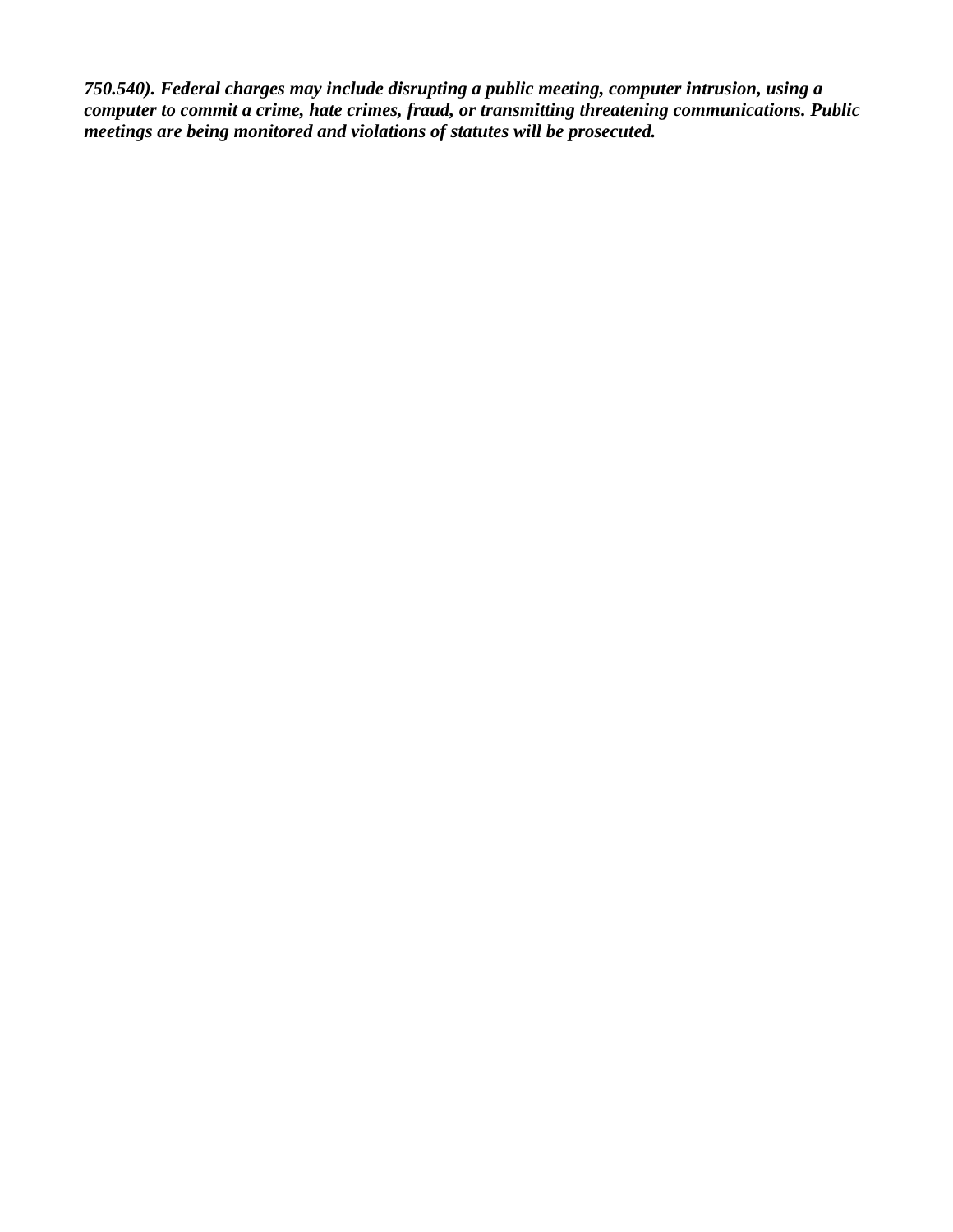***750.540). Federal charges may include disrupting a public meeting, computer intrusion, using a computer to commit a crime, hate crimes, fraud, or transmitting threatening communications. Public meetings are being monitored and violations of statutes will be prosecuted.***